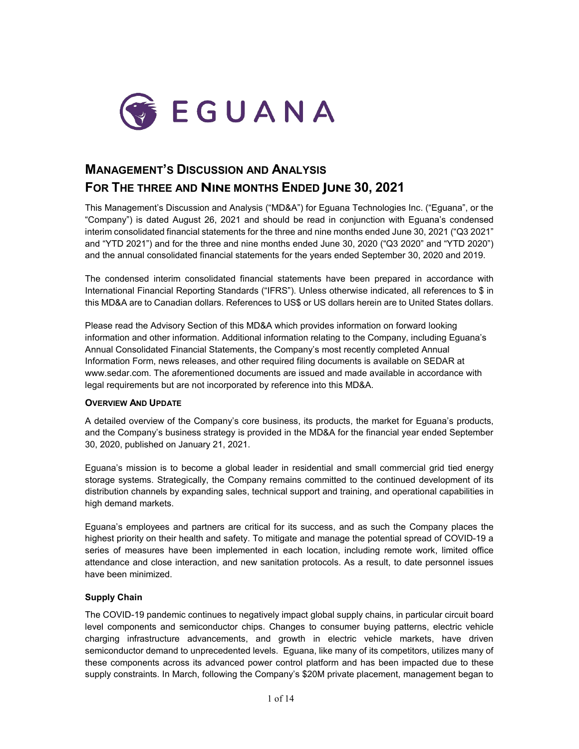EGUANA

# MANAGEMENT'S DISCUSSION AND ANALYSIS
# FOR THE THREE AND NINE MONTHS ENDED JUNE 30, 2021

This Management's Discussion and Analysis ("MD&A") for Eguana Technologies Inc. ("Eguana", or the "Company") is dated August 26, 2021 and should be read in conjunction with Eguana's condensed interim consolidated financial statements for the three and nine months ended June 30, 2021 ("Q3 2021" and "YTD 2021") and for the three and nine months ended June 30, 2020 ("Q3 2020" and "YTD 2020") and the annual consolidated financial statements for the years ended September 30, 2020 and 2019.

The condensed interim consolidated financial statements have been prepared in accordance with International Financial Reporting Standards ("IFRS"). Unless otherwise indicated, all references to $ in this MD&A are to Canadian dollars. References to US$ or US dollars herein are to United States dollars.

Please read the Advisory Section of this MD&A which provides information on forward looking information and other information. Additional information relating to the Company, including Eguana's Annual Consolidated Financial Statements, the Company's most recently completed Annual Information Form, news releases, and other required filing documents is available on SEDAR at www.sedar.com. The aforementioned documents are issued and made available in accordance with legal requirements but are not incorporated by reference into this MD&A.

### OVERVIEW AND UPDATE

A detailed overview of the Company's core business, its products, the market for Eguana's products, and the Company's business strategy is provided in the MD&A for the financial year ended September 30, 2020, published on January 21, 2021.

Eguana's mission is to become a global leader in residential and small commercial grid tied energy storage systems. Strategically, the Company remains committed to the continued development of its distribution channels by expanding sales, technical support and training, and operational capabilities in high demand markets.

Eguana's employees and partners are critical for its success, and as such the Company places the highest priority on their health and safety. To mitigate and manage the potential spread of COVID-19 a series of measures have been implemented in each location, including remote work, limited office attendance and close interaction, and new sanitation protocols. As a result, to date personnel issues have been minimized.

### Supply Chain

The COVID-19 pandemic continues to negatively impact global supply chains, in particular circuit board level components and semiconductor chips. Changes to consumer buying patterns, electric vehicle charging infrastructure advancements, and growth in electric vehicle markets, have driven semiconductor demand to unprecedented levels. Eguana, like many of its competitors, utilizes many of these components across its advanced power control platform and has been impacted due to these supply constraints. In March, following the Company's $20M private placement, management began to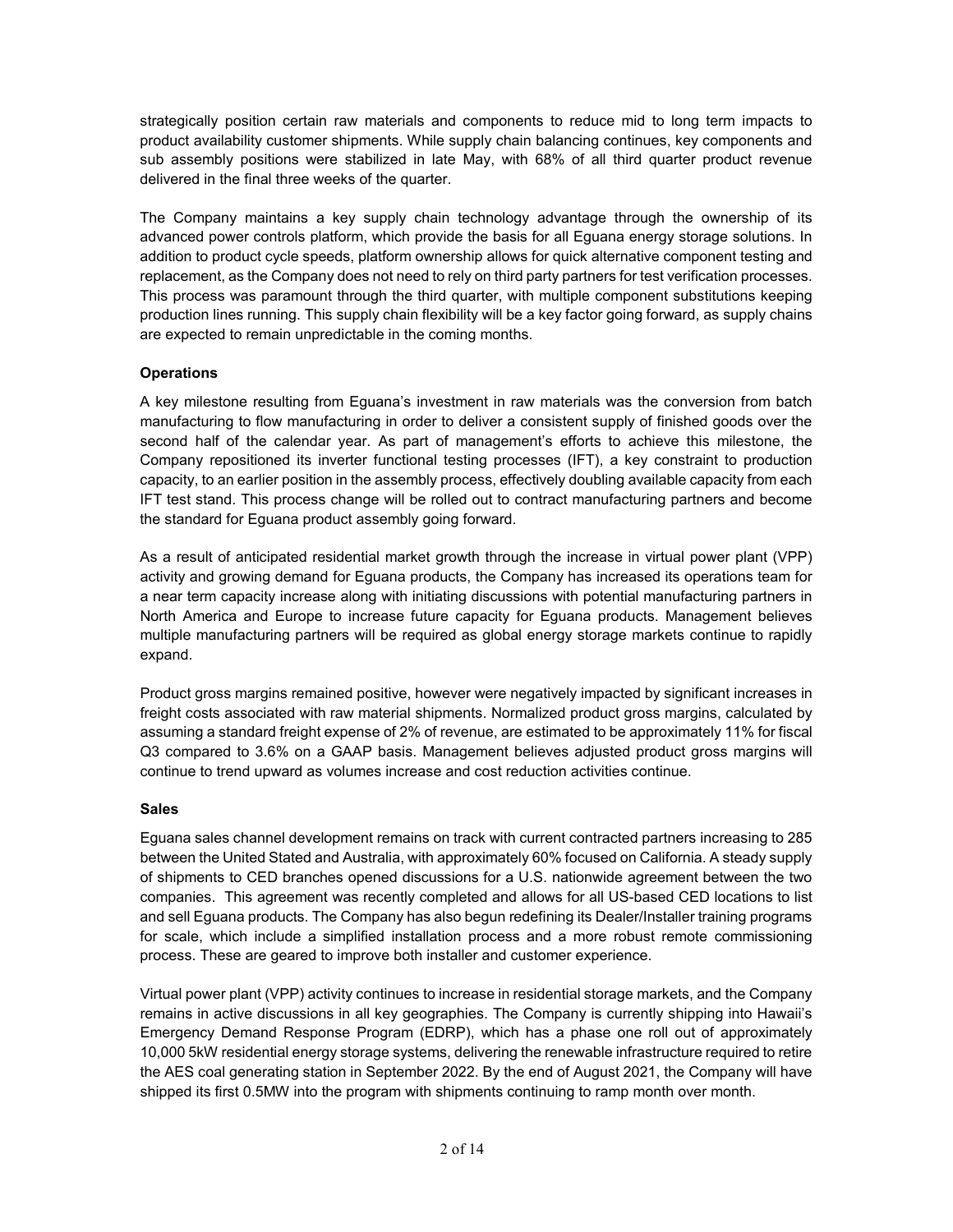strategically position certain raw materials and components to reduce mid to long term impacts to product availability customer shipments. While supply chain balancing continues, key components and sub assembly positions were stabilized in late May, with 68% of all third quarter product revenue delivered in the final three weeks of the quarter.

The Company maintains a key supply chain technology advantage through the ownership of its advanced power controls platform, which provide the basis for all Eguana energy storage solutions. In addition to product cycle speeds, platform ownership allows for quick alternative component testing and replacement, as the Company does not need to rely on third party partners for test verification processes. This process was paramount through the third quarter, with multiple component substitutions keeping production lines running. This supply chain flexibility will be a key factor going forward, as supply chains are expected to remain unpredictable in the coming months.

**Operations**

A key milestone resulting from Eguana's investment in raw materials was the conversion from batch manufacturing to flow manufacturing in order to deliver a consistent supply of finished goods over the second half of the calendar year. As part of management's efforts to achieve this milestone, the Company repositioned its inverter functional testing processes (IFT), a key constraint to production capacity, to an earlier position in the assembly process, effectively doubling available capacity from each IFT test stand. This process change will be rolled out to contract manufacturing partners and become the standard for Eguana product assembly going forward.

As a result of anticipated residential market growth through the increase in virtual power plant (VPP) activity and growing demand for Eguana products, the Company has increased its operations team for a near term capacity increase along with initiating discussions with potential manufacturing partners in North America and Europe to increase future capacity for Eguana products. Management believes multiple manufacturing partners will be required as global energy storage markets continue to rapidly expand.

Product gross margins remained positive, however were negatively impacted by significant increases in freight costs associated with raw material shipments. Normalized product gross margins, calculated by assuming a standard freight expense of 2% of revenue, are estimated to be approximately 11% for fiscal Q3 compared to 3.6% on a GAAP basis. Management believes adjusted product gross margins will continue to trend upward as volumes increase and cost reduction activities continue.

**Sales**

Eguana sales channel development remains on track with current contracted partners increasing to 285 between the United Stated and Australia, with approximately 60% focused on California. A steady supply of shipments to CED branches opened discussions for a U.S. nationwide agreement between the two companies. This agreement was recently completed and allows for all US-based CED locations to list and sell Eguana products. The Company has also begun redefining its Dealer/Installer training programs for scale, which include a simplified installation process and a more robust remote commissioning process. These are geared to improve both installer and customer experience.

Virtual power plant (VPP) activity continues to increase in residential storage markets, and the Company remains in active discussions in all key geographies. The Company is currently shipping into Hawaii's Emergency Demand Response Program (EDRP), which has a phase one roll out of approximately 10,000 5kW residential energy storage systems, delivering the renewable infrastructure required to retire the AES coal generating station in September 2022. By the end of August 2021, the Company will have shipped its first 0.5MW into the program with shipments continuing to ramp month over month.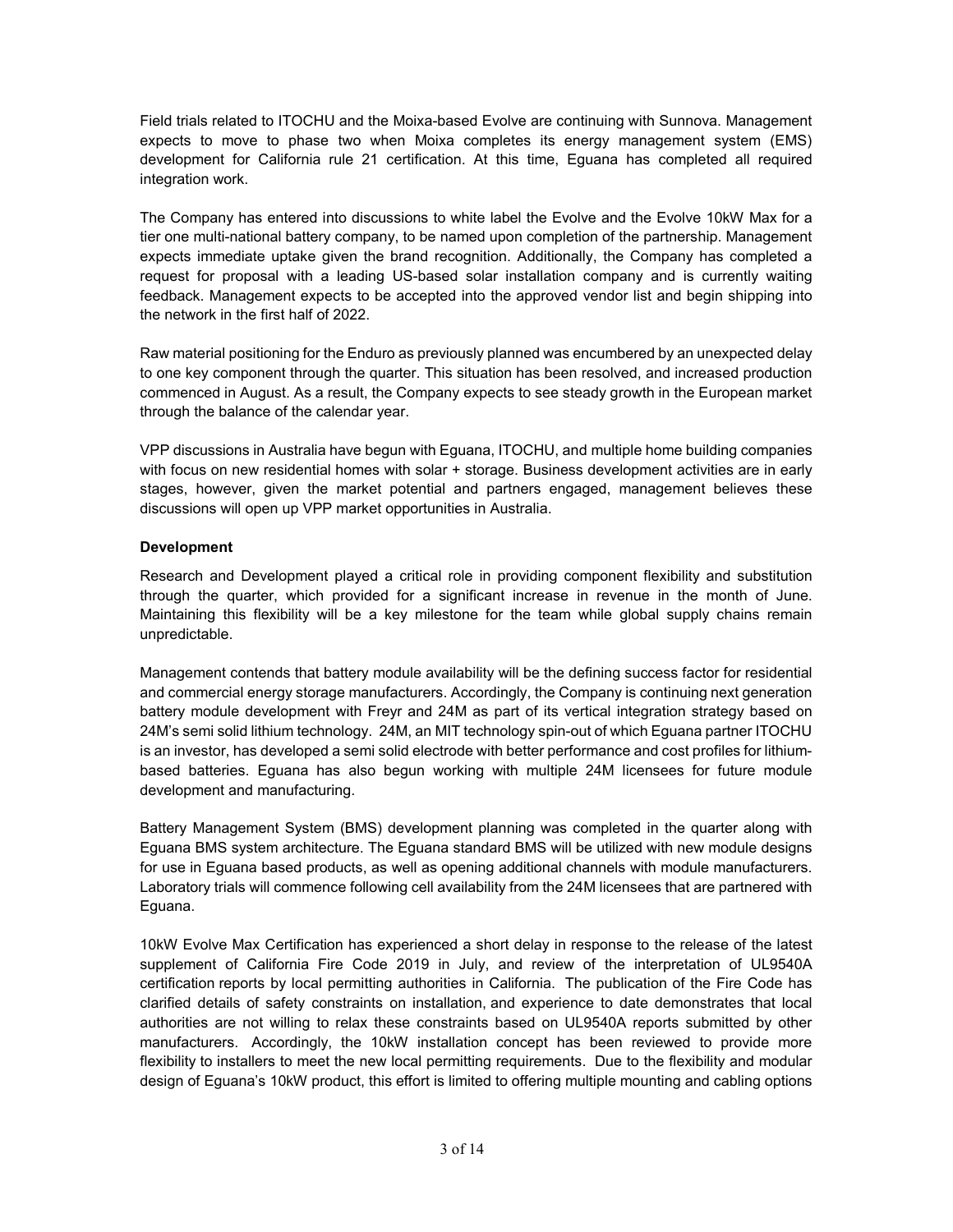Field trials related to ITOCHU and the Moixa-based Evolve are continuing with Sunnova. Management expects to move to phase two when Moixa completes its energy management system (EMS) development for California rule 21 certification. At this time, Eguana has completed all required integration work.

The Company has entered into discussions to white label the Evolve and the Evolve 10kW Max for a tier one multi-national battery company, to be named upon completion of the partnership. Management expects immediate uptake given the brand recognition. Additionally, the Company has completed a request for proposal with a leading US-based solar installation company and is currently waiting feedback. Management expects to be accepted into the approved vendor list and begin shipping into the network in the first half of 2022.

Raw material positioning for the Enduro as previously planned was encumbered by an unexpected delay to one key component through the quarter. This situation has been resolved, and increased production commenced in August. As a result, the Company expects to see steady growth in the European market through the balance of the calendar year.

VPP discussions in Australia have begun with Eguana, ITOCHU, and multiple home building companies with focus on new residential homes with solar + storage. Business development activities are in early stages, however, given the market potential and partners engaged, management believes these discussions will open up VPP market opportunities in Australia.

**Development**

Research and Development played a critical role in providing component flexibility and substitution through the quarter, which provided for a significant increase in revenue in the month of June. Maintaining this flexibility will be a key milestone for the team while global supply chains remain unpredictable.

Management contends that battery module availability will be the defining success factor for residential and commercial energy storage manufacturers. Accordingly, the Company is continuing next generation battery module development with Freyr and 24M as part of its vertical integration strategy based on 24M's semi solid lithium technology. 24M, an MIT technology spin-out of which Eguana partner ITOCHU is an investor, has developed a semi solid electrode with better performance and cost profiles for lithium-based batteries. Eguana has also begun working with multiple 24M licensees for future module development and manufacturing.

Battery Management System (BMS) development planning was completed in the quarter along with Eguana BMS system architecture. The Eguana standard BMS will be utilized with new module designs for use in Eguana based products, as well as opening additional channels with module manufacturers. Laboratory trials will commence following cell availability from the 24M licensees that are partnered with Eguana.

10kW Evolve Max Certification has experienced a short delay in response to the release of the latest supplement of California Fire Code 2019 in July, and review of the interpretation of UL9540A certification reports by local permitting authorities in California. The publication of the Fire Code has clarified details of safety constraints on installation, and experience to date demonstrates that local authorities are not willing to relax these constraints based on UL9540A reports submitted by other manufacturers. Accordingly, the 10kW installation concept has been reviewed to provide more flexibility to installers to meet the new local permitting requirements. Due to the flexibility and modular design of Eguana's 10kW product, this effort is limited to offering multiple mounting and cabling options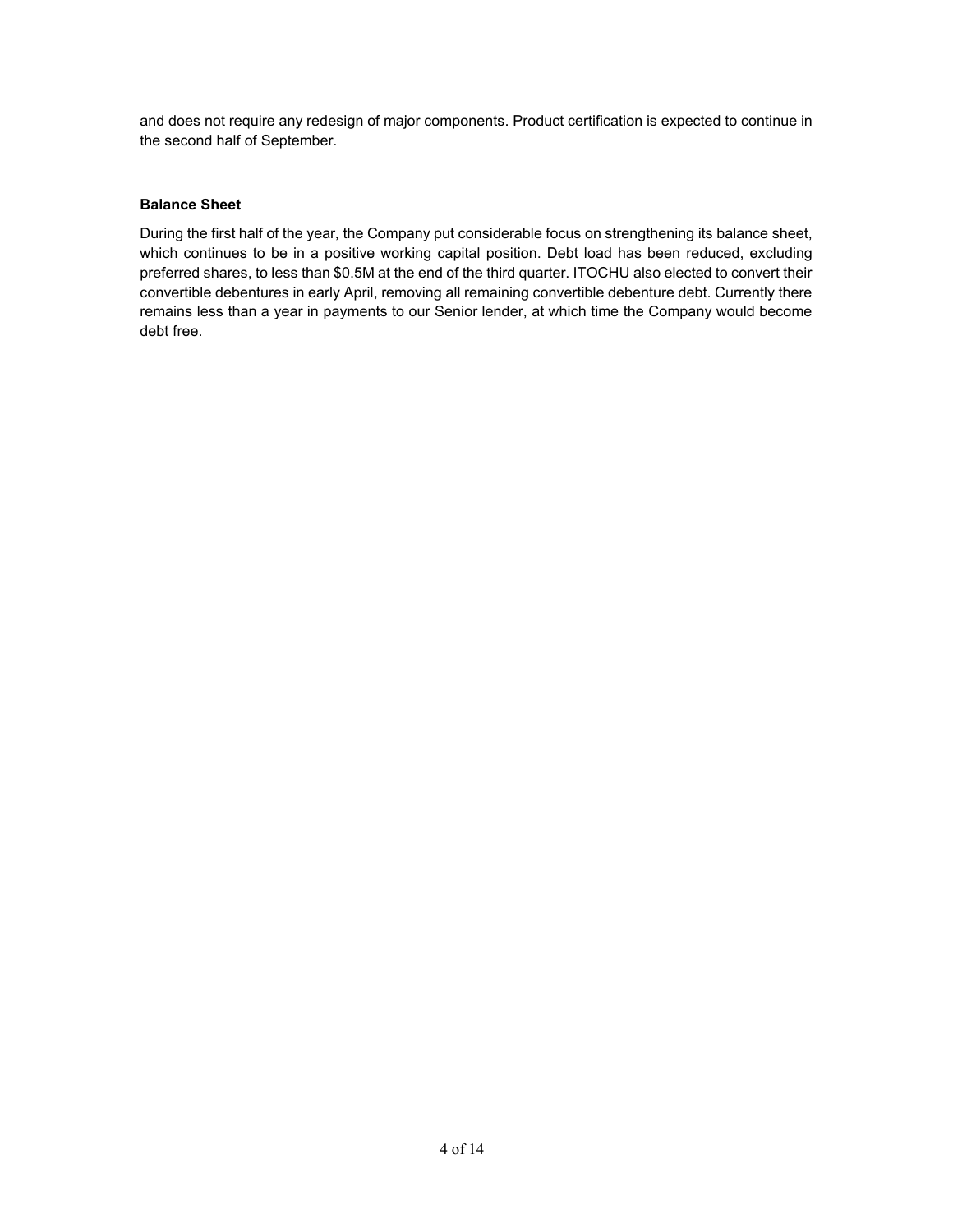and does not require any redesign of major components. Product certification is expected to continue in the second half of September.

**Balance Sheet**

During the first half of the year, the Company put considerable focus on strengthening its balance sheet, which continues to be in a positive working capital position. Debt load has been reduced, excluding preferred shares, to less than $0.5M at the end of the third quarter. ITOCHU also elected to convert their convertible debentures in early April, removing all remaining convertible debenture debt. Currently there remains less than a year in payments to our Senior lender, at which time the Company would become debt free.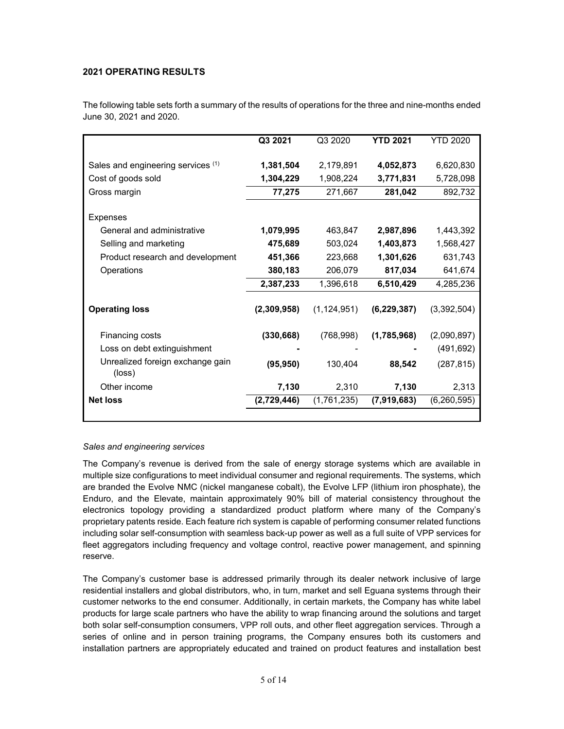## 2021 OPERATING RESULTS

The following table sets forth a summary of the results of operations for the three and nine-months ended June 30, 2021 and 2020.

| | Q3 2021 | Q3 2020 | YTD 2021 | YTD 2020 |
|---|---|---|---|---|
| Sales and engineering services [(1)] | **1,381,504** | 2,179,891 | **4,052,873** | 6,620,830 |
| Cost of goods sold | **1,304,229** | 1,908,224 | **3,771,831** | 5,728,098 |
| Gross margin | **77,275** | 271,667 | **281,042** | 892,732 |
| Expenses | | | | |
| General and administrative | **1,079,995** | 463,847 | **2,987,896** | 1,443,392 |
| Selling and marketing | **475,689** | 503,024 | **1,403,873** | 1,568,427 |
| Product research and development | **451,366** | 223,668 | **1,301,626** | 631,743 |
| Operations | **380,183** | 206,079 | **817,034** | 641,674 |
| | **2,387,233** | 1,396,618 | **6,510,429** | 4,285,236 |
| **Operating loss** | **(2,309,958)** | (1,124,951) | **(6,229,387)** | (3,392,504) |
| Financing costs | **(330,668)** | (768,998) | **(1,785,968)** | (2,090,897) |
| Loss on debt extinguishment | **-** | - | **-** | (491,692) |
| Unrealized foreign exchange gain (loss) | **(95,950)** | 130,404 | **88,542** | (287,815) |
| Other income | **7,130** | 2,310 | **7,130** | 2,313 |
| **Net loss** | **(2,729,446)** | (1,761,235) | **(7,919,683)** | (6,260,595) |

*Sales and engineering services*

The Company's revenue is derived from the sale of energy storage systems which are available in multiple size configurations to meet individual consumer and regional requirements. The systems, which are branded the Evolve NMC (nickel manganese cobalt), the Evolve LFP (lithium iron phosphate), the Enduro, and the Elevate, maintain approximately 90% bill of material consistency throughout the electronics topology providing a standardized product platform where many of the Company's proprietary patents reside. Each feature rich system is capable of performing consumer related functions including solar self-consumption with seamless back-up power as well as a full suite of VPP services for fleet aggregators including frequency and voltage control, reactive power management, and spinning reserve.

The Company's customer base is addressed primarily through its dealer network inclusive of large residential installers and global distributors, who, in turn, market and sell Eguana systems through their customer networks to the end consumer. Additionally, in certain markets, the Company has white label products for large scale partners who have the ability to wrap financing around the solutions and target both solar self-consumption consumers, VPP roll outs, and other fleet aggregation services. Through a series of online and in person training programs, the Company ensures both its customers and installation partners are appropriately educated and trained on product features and installation best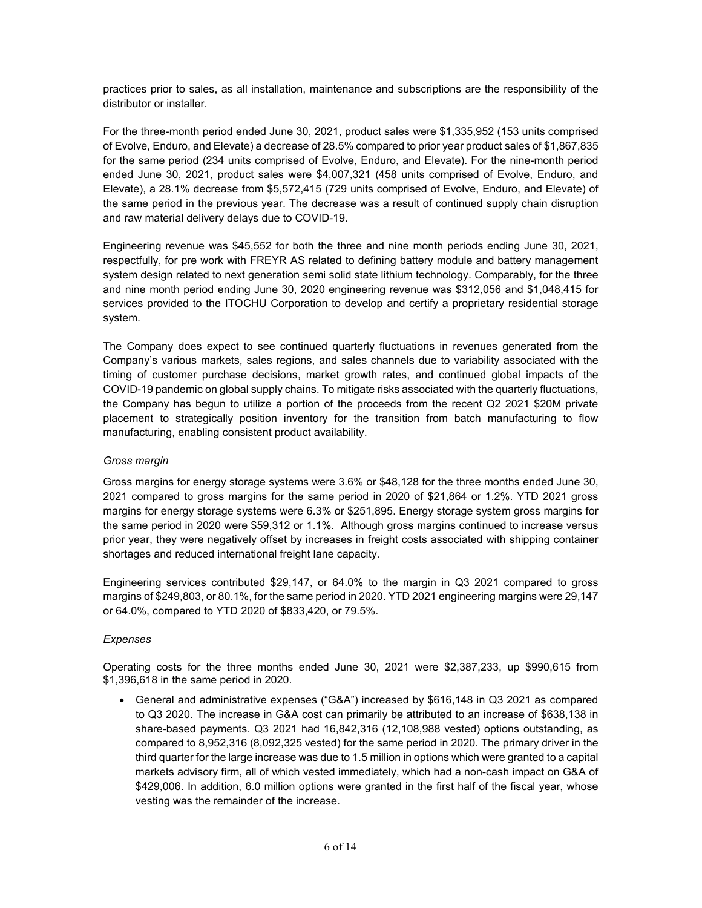practices prior to sales, as all installation, maintenance and subscriptions are the responsibility of the distributor or installer.

For the three-month period ended June 30, 2021, product sales were $1,335,952 (153 units comprised of Evolve, Enduro, and Elevate) a decrease of 28.5% compared to prior year product sales of $1,867,835 for the same period (234 units comprised of Evolve, Enduro, and Elevate). For the nine-month period ended June 30, 2021, product sales were $4,007,321 (458 units comprised of Evolve, Enduro, and Elevate), a 28.1% decrease from $5,572,415 (729 units comprised of Evolve, Enduro, and Elevate) of the same period in the previous year. The decrease was a result of continued supply chain disruption and raw material delivery delays due to COVID-19.

Engineering revenue was $45,552 for both the three and nine month periods ending June 30, 2021, respectfully, for pre work with FREYR AS related to defining battery module and battery management system design related to next generation semi solid state lithium technology. Comparably, for the three and nine month period ending June 30, 2020 engineering revenue was $312,056 and $1,048,415 for services provided to the ITOCHU Corporation to develop and certify a proprietary residential storage system.

The Company does expect to see continued quarterly fluctuations in revenues generated from the Company's various markets, sales regions, and sales channels due to variability associated with the timing of customer purchase decisions, market growth rates, and continued global impacts of the COVID-19 pandemic on global supply chains. To mitigate risks associated with the quarterly fluctuations, the Company has begun to utilize a portion of the proceeds from the recent Q2 2021 $20M private placement to strategically position inventory for the transition from batch manufacturing to flow manufacturing, enabling consistent product availability.

*Gross margin*

Gross margins for energy storage systems were 3.6% or $48,128 for the three months ended June 30, 2021 compared to gross margins for the same period in 2020 of $21,864 or 1.2%. YTD 2021 gross margins for energy storage systems were 6.3% or $251,895. Energy storage system gross margins for the same period in 2020 were $59,312 or 1.1%. Although gross margins continued to increase versus prior year, they were negatively offset by increases in freight costs associated with shipping container shortages and reduced international freight lane capacity.

Engineering services contributed $29,147, or 64.0% to the margin in Q3 2021 compared to gross margins of $249,803, or 80.1%, for the same period in 2020. YTD 2021 engineering margins were 29,147 or 64.0%, compared to YTD 2020 of $833,420, or 79.5%.

*Expenses*

Operating costs for the three months ended June 30, 2021 were $2,387,233, up $990,615 from $1,396,618 in the same period in 2020.

- General and administrative expenses ("G&A") increased by $616,148 in Q3 2021 as compared to Q3 2020. The increase in G&A cost can primarily be attributed to an increase of $638,138 in share-based payments. Q3 2021 had 16,842,316 (12,108,988 vested) options outstanding, as compared to 8,952,316 (8,092,325 vested) for the same period in 2020. The primary driver in the third quarter for the large increase was due to 1.5 million in options which were granted to a capital markets advisory firm, all of which vested immediately, which had a non-cash impact on G&A of $429,006. In addition, 6.0 million options were granted in the first half of the fiscal year, whose vesting was the remainder of the increase.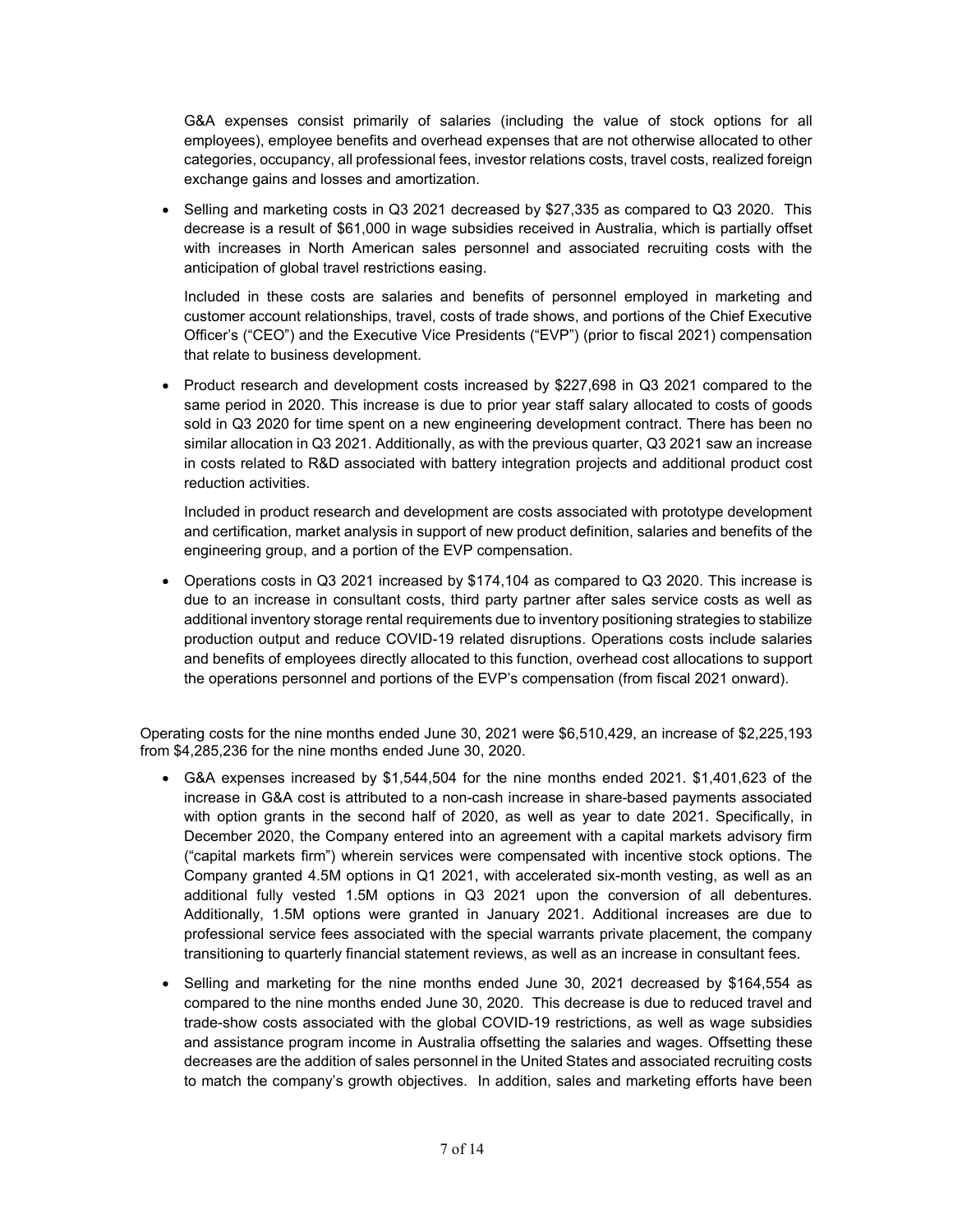G&A expenses consist primarily of salaries (including the value of stock options for all employees), employee benefits and overhead expenses that are not otherwise allocated to other categories, occupancy, all professional fees, investor relations costs, travel costs, realized foreign exchange gains and losses and amortization.

- Selling and marketing costs in Q3 2021 decreased by $27,335 as compared to Q3 2020. This decrease is a result of $61,000 in wage subsidies received in Australia, which is partially offset with increases in North American sales personnel and associated recruiting costs with the anticipation of global travel restrictions easing.

  Included in these costs are salaries and benefits of personnel employed in marketing and customer account relationships, travel, costs of trade shows, and portions of the Chief Executive Officer's ("CEO") and the Executive Vice Presidents ("EVP") (prior to fiscal 2021) compensation that relate to business development.

- Product research and development costs increased by $227,698 in Q3 2021 compared to the same period in 2020. This increase is due to prior year staff salary allocated to costs of goods sold in Q3 2020 for time spent on a new engineering development contract. There has been no similar allocation in Q3 2021. Additionally, as with the previous quarter, Q3 2021 saw an increase in costs related to R&D associated with battery integration projects and additional product cost reduction activities.

  Included in product research and development are costs associated with prototype development and certification, market analysis in support of new product definition, salaries and benefits of the engineering group, and a portion of the EVP compensation.

- Operations costs in Q3 2021 increased by $174,104 as compared to Q3 2020. This increase is due to an increase in consultant costs, third party partner after sales service costs as well as additional inventory storage rental requirements due to inventory positioning strategies to stabilize production output and reduce COVID-19 related disruptions. Operations costs include salaries and benefits of employees directly allocated to this function, overhead cost allocations to support the operations personnel and portions of the EVP's compensation (from fiscal 2021 onward).

Operating costs for the nine months ended June 30, 2021 were $6,510,429, an increase of $2,225,193 from $4,285,236 for the nine months ended June 30, 2020.

- G&A expenses increased by $1,544,504 for the nine months ended 2021. $1,401,623 of the increase in G&A cost is attributed to a non-cash increase in share-based payments associated with option grants in the second half of 2020, as well as year to date 2021. Specifically, in December 2020, the Company entered into an agreement with a capital markets advisory firm ("capital markets firm") wherein services were compensated with incentive stock options. The Company granted 4.5M options in Q1 2021, with accelerated six-month vesting, as well as an additional fully vested 1.5M options in Q3 2021 upon the conversion of all debentures. Additionally, 1.5M options were granted in January 2021. Additional increases are due to professional service fees associated with the special warrants private placement, the company transitioning to quarterly financial statement reviews, as well as an increase in consultant fees.

- Selling and marketing for the nine months ended June 30, 2021 decreased by $164,554 as compared to the nine months ended June 30, 2020. This decrease is due to reduced travel and trade-show costs associated with the global COVID-19 restrictions, as well as wage subsidies and assistance program income in Australia offsetting the salaries and wages. Offsetting these decreases are the addition of sales personnel in the United States and associated recruiting costs to match the company's growth objectives. In addition, sales and marketing efforts have been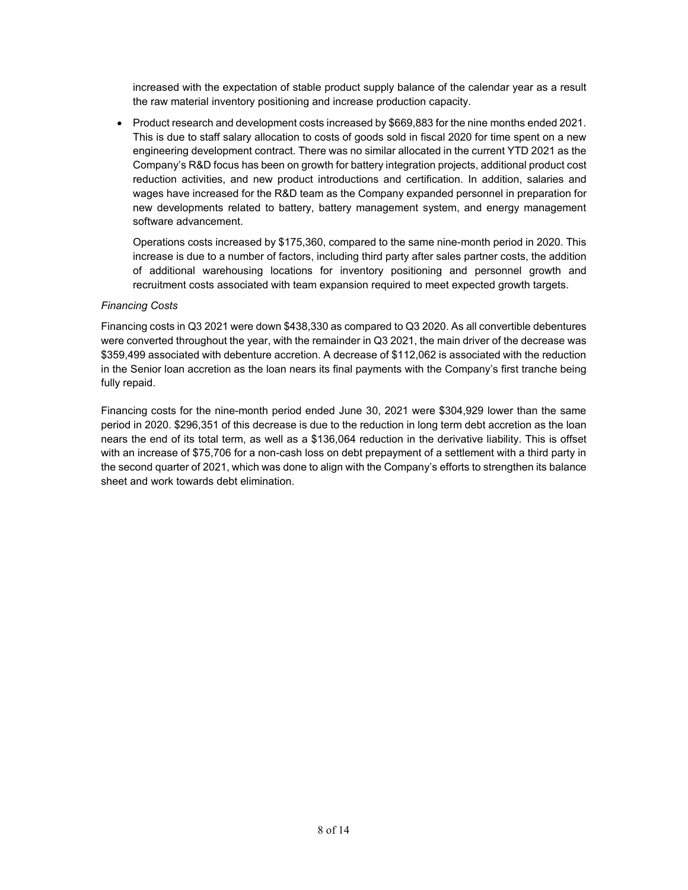increased with the expectation of stable product supply balance of the calendar year as a result the raw material inventory positioning and increase production capacity.

- Product research and development costs increased by $669,883 for the nine months ended 2021. This is due to staff salary allocation to costs of goods sold in fiscal 2020 for time spent on a new engineering development contract. There was no similar allocated in the current YTD 2021 as the Company's R&D focus has been on growth for battery integration projects, additional product cost reduction activities, and new product introductions and certification. In addition, salaries and wages have increased for the R&D team as the Company expanded personnel in preparation for new developments related to battery, battery management system, and energy management software advancement.

  Operations costs increased by $175,360, compared to the same nine-month period in 2020. This increase is due to a number of factors, including third party after sales partner costs, the addition of additional warehousing locations for inventory positioning and personnel growth and recruitment costs associated with team expansion required to meet expected growth targets.

*Financing Costs*

Financing costs in Q3 2021 were down $438,330 as compared to Q3 2020. As all convertible debentures were converted throughout the year, with the remainder in Q3 2021, the main driver of the decrease was $359,499 associated with debenture accretion. A decrease of $112,062 is associated with the reduction in the Senior loan accretion as the loan nears its final payments with the Company's first tranche being fully repaid.

Financing costs for the nine-month period ended June 30, 2021 were $304,929 lower than the same period in 2020. $296,351 of this decrease is due to the reduction in long term debt accretion as the loan nears the end of its total term, as well as a $136,064 reduction in the derivative liability. This is offset with an increase of $75,706 for a non-cash loss on debt prepayment of a settlement with a third party in the second quarter of 2021, which was done to align with the Company's efforts to strengthen its balance sheet and work towards debt elimination.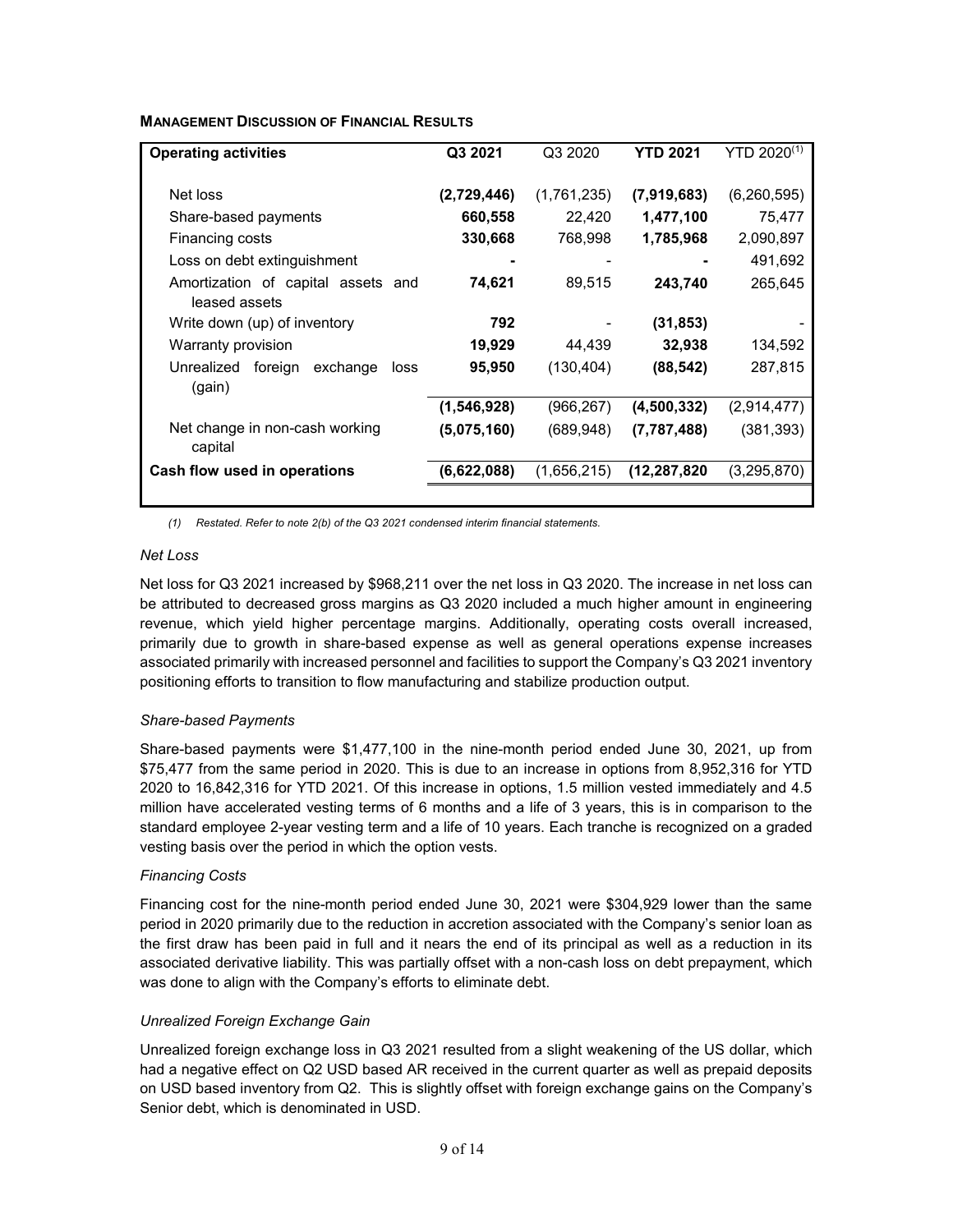**MANAGEMENT DISCUSSION OF FINANCIAL RESULTS**

| Operating activities | Q3 2021 | Q3 2020 | YTD 2021 | YTD 2020[(1)] |
|---|---|---|---|---|
| Net loss | **(2,729,446)** | (1,761,235) | **(7,919,683)** | (6,260,595) |
| Share-based payments | **660,558** | 22,420 | **1,477,100** | 75,477 |
| Financing costs | **330,668** | 768,998 | **1,785,968** | 2,090,897 |
| Loss on debt extinguishment | **-** | - | **-** | 491,692 |
| Amortization of capital assets and leased assets | **74,621** | 89,515 | **243,740** | 265,645 |
| Write down (up) of inventory | **792** | - | **(31,853)** | - |
| Warranty provision | **19,929** | 44,439 | **32,938** | 134,592 |
| Unrealized foreign exchange loss (gain) | **95,950** | (130,404) | **(88,542)** | 287,815 |
| | **(1,546,928)** | (966,267) | **(4,500,332)** | (2,914,477) |
| Net change in non-cash working capital | **(5,075,160)** | (689,948) | **(7,787,488)** | (381,393) |
| **Cash flow used in operations** | **(6,622,088)** | (1,656,215) | **(12,287,820** | (3,295,870) |

*(1) Restated. Refer to note 2(b) of the Q3 2021 condensed interim financial statements.*

*Net Loss*

Net loss for Q3 2021 increased by $968,211 over the net loss in Q3 2020. The increase in net loss can be attributed to decreased gross margins as Q3 2020 included a much higher amount in engineering revenue, which yield higher percentage margins. Additionally, operating costs overall increased, primarily due to growth in share-based expense as well as general operations expense increases associated primarily with increased personnel and facilities to support the Company's Q3 2021 inventory positioning efforts to transition to flow manufacturing and stabilize production output.

*Share-based Payments*

Share-based payments were $1,477,100 in the nine-month period ended June 30, 2021, up from $75,477 from the same period in 2020. This is due to an increase in options from 8,952,316 for YTD 2020 to 16,842,316 for YTD 2021. Of this increase in options, 1.5 million vested immediately and 4.5 million have accelerated vesting terms of 6 months and a life of 3 years, this is in comparison to the standard employee 2-year vesting term and a life of 10 years. Each tranche is recognized on a graded vesting basis over the period in which the option vests.

*Financing Costs*

Financing cost for the nine-month period ended June 30, 2021 were $304,929 lower than the same period in 2020 primarily due to the reduction in accretion associated with the Company's senior loan as the first draw has been paid in full and it nears the end of its principal as well as a reduction in its associated derivative liability. This was partially offset with a non-cash loss on debt prepayment, which was done to align with the Company's efforts to eliminate debt.

*Unrealized Foreign Exchange Gain*

Unrealized foreign exchange loss in Q3 2021 resulted from a slight weakening of the US dollar, which had a negative effect on Q2 USD based AR received in the current quarter as well as prepaid deposits on USD based inventory from Q2. This is slightly offset with foreign exchange gains on the Company's Senior debt, which is denominated in USD.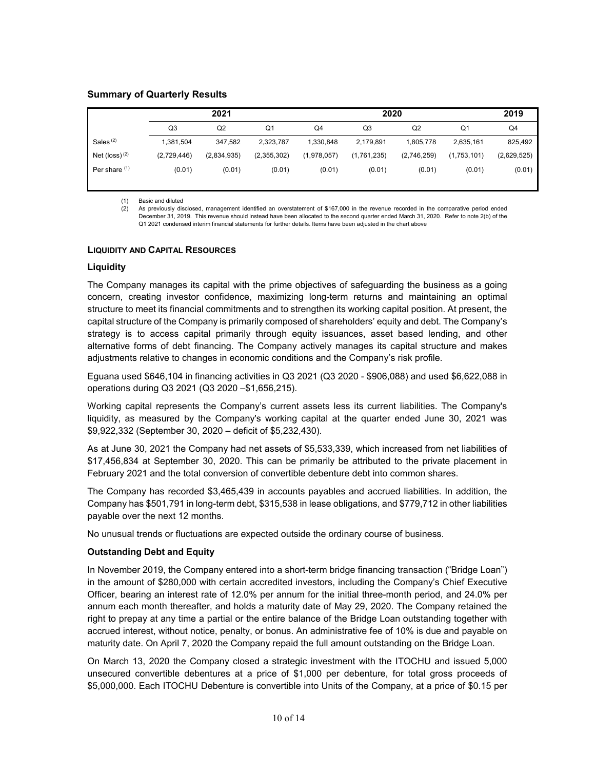### Summary of Quarterly Results

| | 2021 | | | 2020 | | | | 2019 |
|---|---|---|---|---|---|---|---|---|
| | Q3 | Q2 | Q1 | Q4 | Q3 | Q2 | Q1 | Q4 |
| Sales [(2)] | 1,381,504 | 347,582 | 2,323,787 | 1,330,848 | 2,179,891 | 1,805,778 | 2,635,161 | 825,492 |
| Net (loss) [(2)] | (2,729,446) | (2,834,935) | (2,355,302) | (1,978,057) | (1,761,235) | (2,746,259) | (1,753,101) | (2,629,525) |
| Per share [(1)] | (0.01) | (0.01) | (0.01) | (0.01) | (0.01) | (0.01) | (0.01) | (0.01) |

(1) Basic and diluted
(2) As previously disclosed, management identified an overstatement of $167,000 in the revenue recorded in the comparative period ended December 31, 2019. This revenue should instead have been allocated to the second quarter ended March 31, 2020. Refer to note 2(b) of the Q1 2021 condensed interim financial statements for further details. Items have been adjusted in the chart above

#### LIQUIDITY AND CAPITAL RESOURCES

### Liquidity

The Company manages its capital with the prime objectives of safeguarding the business as a going concern, creating investor confidence, maximizing long-term returns and maintaining an optimal structure to meet its financial commitments and to strengthen its working capital position. At present, the capital structure of the Company is primarily composed of shareholders' equity and debt. The Company's strategy is to access capital primarily through equity issuances, asset based lending, and other alternative forms of debt financing. The Company actively manages its capital structure and makes adjustments relative to changes in economic conditions and the Company's risk profile.

Eguana used $646,104 in financing activities in Q3 2021 (Q3 2020 - $906,088) and used $6,622,088 in operations during Q3 2021 (Q3 2020 –$1,656,215).

Working capital represents the Company's current assets less its current liabilities. The Company's liquidity, as measured by the Company's working capital at the quarter ended June 30, 2021 was $9,922,332 (September 30, 2020 – deficit of $5,232,430).

As at June 30, 2021 the Company had net assets of $5,533,339, which increased from net liabilities of $17,456,834 at September 30, 2020. This can be primarily be attributed to the private placement in February 2021 and the total conversion of convertible debenture debt into common shares.

The Company has recorded $3,465,439 in accounts payables and accrued liabilities. In addition, the Company has $501,791 in long-term debt, $315,538 in lease obligations, and $779,712 in other liabilities payable over the next 12 months.

No unusual trends or fluctuations are expected outside the ordinary course of business.

### Outstanding Debt and Equity

In November 2019, the Company entered into a short-term bridge financing transaction ("Bridge Loan") in the amount of $280,000 with certain accredited investors, including the Company's Chief Executive Officer, bearing an interest rate of 12.0% per annum for the initial three-month period, and 24.0% per annum each month thereafter, and holds a maturity date of May 29, 2020. The Company retained the right to prepay at any time a partial or the entire balance of the Bridge Loan outstanding together with accrued interest, without notice, penalty, or bonus. An administrative fee of 10% is due and payable on maturity date. On April 7, 2020 the Company repaid the full amount outstanding on the Bridge Loan.

On March 13, 2020 the Company closed a strategic investment with the ITOCHU and issued 5,000 unsecured convertible debentures at a price of $1,000 per debenture, for total gross proceeds of $5,000,000. Each ITOCHU Debenture is convertible into Units of the Company, at a price of $0.15 per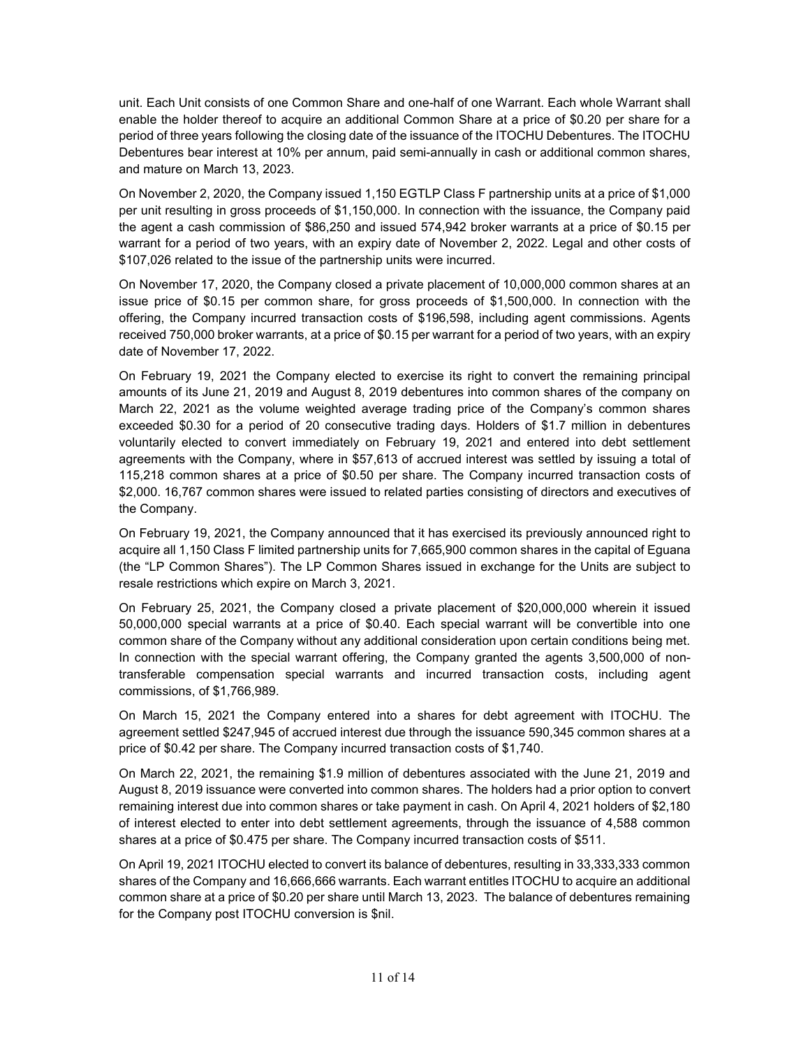unit. Each Unit consists of one Common Share and one-half of one Warrant. Each whole Warrant shall enable the holder thereof to acquire an additional Common Share at a price of $0.20 per share for a period of three years following the closing date of the issuance of the ITOCHU Debentures. The ITOCHU Debentures bear interest at 10% per annum, paid semi-annually in cash or additional common shares, and mature on March 13, 2023.

On November 2, 2020, the Company issued 1,150 EGTLP Class F partnership units at a price of $1,000 per unit resulting in gross proceeds of $1,150,000. In connection with the issuance, the Company paid the agent a cash commission of $86,250 and issued 574,942 broker warrants at a price of $0.15 per warrant for a period of two years, with an expiry date of November 2, 2022. Legal and other costs of $107,026 related to the issue of the partnership units were incurred.

On November 17, 2020, the Company closed a private placement of 10,000,000 common shares at an issue price of $0.15 per common share, for gross proceeds of $1,500,000. In connection with the offering, the Company incurred transaction costs of $196,598, including agent commissions. Agents received 750,000 broker warrants, at a price of $0.15 per warrant for a period of two years, with an expiry date of November 17, 2022.

On February 19, 2021 the Company elected to exercise its right to convert the remaining principal amounts of its June 21, 2019 and August 8, 2019 debentures into common shares of the company on March 22, 2021 as the volume weighted average trading price of the Company's common shares exceeded $0.30 for a period of 20 consecutive trading days. Holders of $1.7 million in debentures voluntarily elected to convert immediately on February 19, 2021 and entered into debt settlement agreements with the Company, where in $57,613 of accrued interest was settled by issuing a total of 115,218 common shares at a price of $0.50 per share. The Company incurred transaction costs of $2,000. 16,767 common shares were issued to related parties consisting of directors and executives of the Company.

On February 19, 2021, the Company announced that it has exercised its previously announced right to acquire all 1,150 Class F limited partnership units for 7,665,900 common shares in the capital of Eguana (the "LP Common Shares"). The LP Common Shares issued in exchange for the Units are subject to resale restrictions which expire on March 3, 2021.

On February 25, 2021, the Company closed a private placement of $20,000,000 wherein it issued 50,000,000 special warrants at a price of $0.40. Each special warrant will be convertible into one common share of the Company without any additional consideration upon certain conditions being met. In connection with the special warrant offering, the Company granted the agents 3,500,000 of non-transferable compensation special warrants and incurred transaction costs, including agent commissions, of $1,766,989.

On March 15, 2021 the Company entered into a shares for debt agreement with ITOCHU. The agreement settled $247,945 of accrued interest due through the issuance 590,345 common shares at a price of $0.42 per share. The Company incurred transaction costs of $1,740.

On March 22, 2021, the remaining $1.9 million of debentures associated with the June 21, 2019 and August 8, 2019 issuance were converted into common shares. The holders had a prior option to convert remaining interest due into common shares or take payment in cash. On April 4, 2021 holders of $2,180 of interest elected to enter into debt settlement agreements, through the issuance of 4,588 common shares at a price of $0.475 per share. The Company incurred transaction costs of $511.

On April 19, 2021 ITOCHU elected to convert its balance of debentures, resulting in 33,333,333 common shares of the Company and 16,666,666 warrants. Each warrant entitles ITOCHU to acquire an additional common share at a price of $0.20 per share until March 13, 2023. The balance of debentures remaining for the Company post ITOCHU conversion is $nil.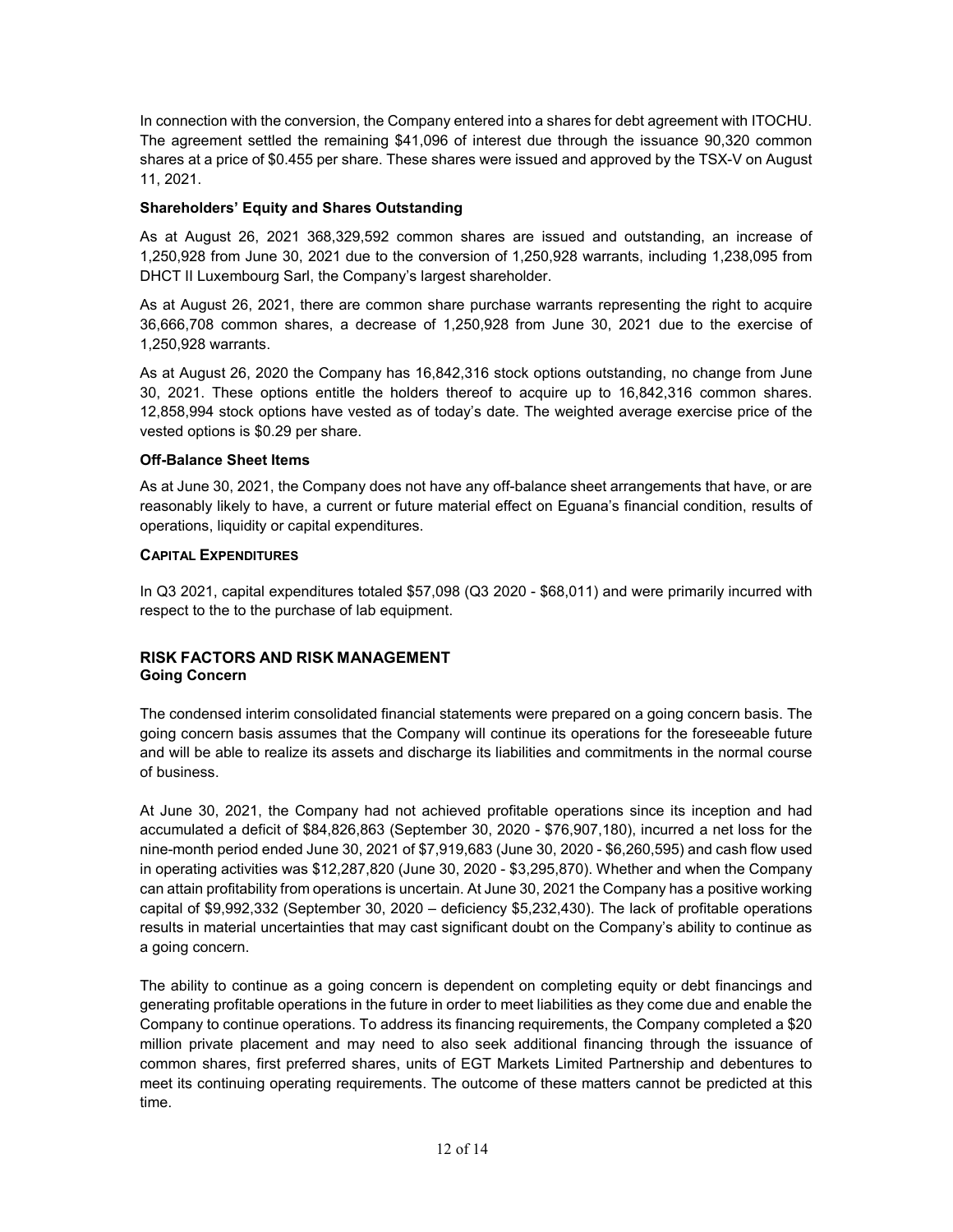In connection with the conversion, the Company entered into a shares for debt agreement with ITOCHU. The agreement settled the remaining $41,096 of interest due through the issuance 90,320 common shares at a price of $0.455 per share. These shares were issued and approved by the TSX-V on August 11, 2021.

**Shareholders' Equity and Shares Outstanding**

As at August 26, 2021 368,329,592 common shares are issued and outstanding, an increase of 1,250,928 from June 30, 2021 due to the conversion of 1,250,928 warrants, including 1,238,095 from DHCT II Luxembourg Sarl, the Company's largest shareholder.

As at August 26, 2021, there are common share purchase warrants representing the right to acquire 36,666,708 common shares, a decrease of 1,250,928 from June 30, 2021 due to the exercise of 1,250,928 warrants.

As at August 26, 2020 the Company has 16,842,316 stock options outstanding, no change from June 30, 2021. These options entitle the holders thereof to acquire up to 16,842,316 common shares. 12,858,994 stock options have vested as of today's date. The weighted average exercise price of the vested options is $0.29 per share.

**Off-Balance Sheet Items**

As at June 30, 2021, the Company does not have any off-balance sheet arrangements that have, or are reasonably likely to have, a current or future material effect on Eguana's financial condition, results of operations, liquidity or capital expenditures.

## CAPITAL EXPENDITURES

In Q3 2021, capital expenditures totaled $57,098 (Q3 2020 - $68,011) and were primarily incurred with respect to the to the purchase of lab equipment.

## RISK FACTORS AND RISK MANAGEMENT

**Going Concern**

The condensed interim consolidated financial statements were prepared on a going concern basis. The going concern basis assumes that the Company will continue its operations for the foreseeable future and will be able to realize its assets and discharge its liabilities and commitments in the normal course of business.

At June 30, 2021, the Company had not achieved profitable operations since its inception and had accumulated a deficit of $84,826,863 (September 30, 2020 - $76,907,180), incurred a net loss for the nine-month period ended June 30, 2021 of $7,919,683 (June 30, 2020 - $6,260,595) and cash flow used in operating activities was $12,287,820 (June 30, 2020 - $3,295,870). Whether and when the Company can attain profitability from operations is uncertain. At June 30, 2021 the Company has a positive working capital of $9,992,332 (September 30, 2020 – deficiency $5,232,430). The lack of profitable operations results in material uncertainties that may cast significant doubt on the Company's ability to continue as a going concern.

The ability to continue as a going concern is dependent on completing equity or debt financings and generating profitable operations in the future in order to meet liabilities as they come due and enable the Company to continue operations. To address its financing requirements, the Company completed a $20 million private placement and may need to also seek additional financing through the issuance of common shares, first preferred shares, units of EGT Markets Limited Partnership and debentures to meet its continuing operating requirements. The outcome of these matters cannot be predicted at this time.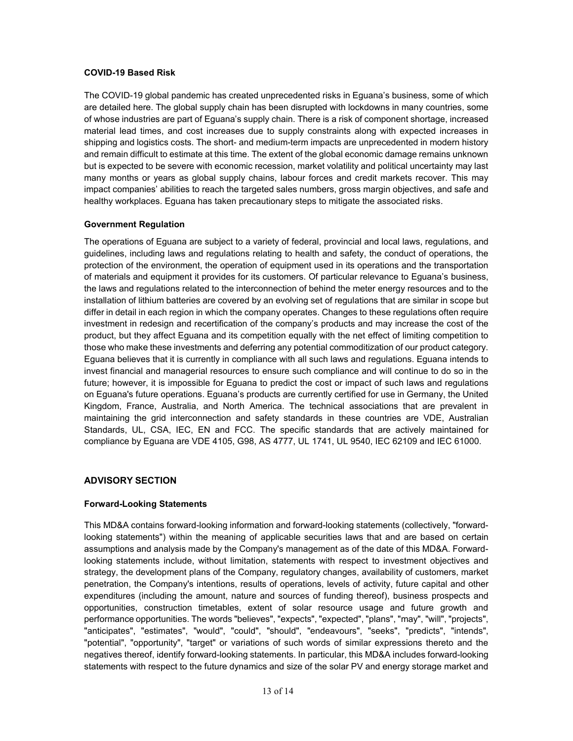### COVID-19 Based Risk

The COVID-19 global pandemic has created unprecedented risks in Eguana's business, some of which are detailed here. The global supply chain has been disrupted with lockdowns in many countries, some of whose industries are part of Eguana's supply chain. There is a risk of component shortage, increased material lead times, and cost increases due to supply constraints along with expected increases in shipping and logistics costs. The short- and medium-term impacts are unprecedented in modern history and remain difficult to estimate at this time. The extent of the global economic damage remains unknown but is expected to be severe with economic recession, market volatility and political uncertainty may last many months or years as global supply chains, labour forces and credit markets recover. This may impact companies' abilities to reach the targeted sales numbers, gross margin objectives, and safe and healthy workplaces. Eguana has taken precautionary steps to mitigate the associated risks.

### Government Regulation

The operations of Eguana are subject to a variety of federal, provincial and local laws, regulations, and guidelines, including laws and regulations relating to health and safety, the conduct of operations, the protection of the environment, the operation of equipment used in its operations and the transportation of materials and equipment it provides for its customers. Of particular relevance to Eguana's business, the laws and regulations related to the interconnection of behind the meter energy resources and to the installation of lithium batteries are covered by an evolving set of regulations that are similar in scope but differ in detail in each region in which the company operates. Changes to these regulations often require investment in redesign and recertification of the company's products and may increase the cost of the product, but they affect Eguana and its competition equally with the net effect of limiting competition to those who make these investments and deferring any potential commoditization of our product category. Eguana believes that it is currently in compliance with all such laws and regulations. Eguana intends to invest financial and managerial resources to ensure such compliance and will continue to do so in the future; however, it is impossible for Eguana to predict the cost or impact of such laws and regulations on Eguana's future operations. Eguana's products are currently certified for use in Germany, the United Kingdom, France, Australia, and North America. The technical associations that are prevalent in maintaining the grid interconnection and safety standards in these countries are VDE, Australian Standards, UL, CSA, IEC, EN and FCC. The specific standards that are actively maintained for compliance by Eguana are VDE 4105, G98, AS 4777, UL 1741, UL 9540, IEC 62109 and IEC 61000.

## ADVISORY SECTION

### Forward-Looking Statements

This MD&A contains forward-looking information and forward-looking statements (collectively, "forward-looking statements") within the meaning of applicable securities laws that and are based on certain assumptions and analysis made by the Company's management as of the date of this MD&A. Forward-looking statements include, without limitation, statements with respect to investment objectives and strategy, the development plans of the Company, regulatory changes, availability of customers, market penetration, the Company's intentions, results of operations, levels of activity, future capital and other expenditures (including the amount, nature and sources of funding thereof), business prospects and opportunities, construction timetables, extent of solar resource usage and future growth and performance opportunities. The words "believes", "expects", "expected", "plans", "may", "will", "projects", "anticipates", "estimates", "would", "could", "should", "endeavours", "seeks", "predicts", "intends", "potential", "opportunity", "target" or variations of such words of similar expressions thereto and the negatives thereof, identify forward-looking statements. In particular, this MD&A includes forward-looking statements with respect to the future dynamics and size of the solar PV and energy storage market and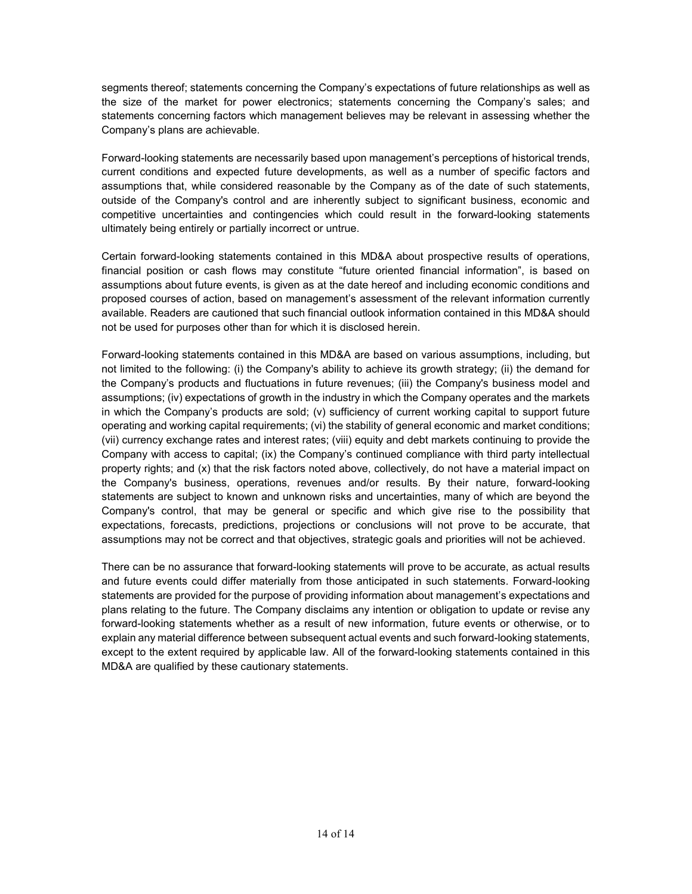segments thereof; statements concerning the Company's expectations of future relationships as well as the size of the market for power electronics; statements concerning the Company's sales; and statements concerning factors which management believes may be relevant in assessing whether the Company's plans are achievable.

Forward-looking statements are necessarily based upon management's perceptions of historical trends, current conditions and expected future developments, as well as a number of specific factors and assumptions that, while considered reasonable by the Company as of the date of such statements, outside of the Company's control and are inherently subject to significant business, economic and competitive uncertainties and contingencies which could result in the forward-looking statements ultimately being entirely or partially incorrect or untrue.

Certain forward-looking statements contained in this MD&A about prospective results of operations, financial position or cash flows may constitute "future oriented financial information", is based on assumptions about future events, is given as at the date hereof and including economic conditions and proposed courses of action, based on management's assessment of the relevant information currently available. Readers are cautioned that such financial outlook information contained in this MD&A should not be used for purposes other than for which it is disclosed herein.

Forward-looking statements contained in this MD&A are based on various assumptions, including, but not limited to the following: (i) the Company's ability to achieve its growth strategy; (ii) the demand for the Company's products and fluctuations in future revenues; (iii) the Company's business model and assumptions; (iv) expectations of growth in the industry in which the Company operates and the markets in which the Company's products are sold; (v) sufficiency of current working capital to support future operating and working capital requirements; (vi) the stability of general economic and market conditions; (vii) currency exchange rates and interest rates; (viii) equity and debt markets continuing to provide the Company with access to capital; (ix) the Company's continued compliance with third party intellectual property rights; and (x) that the risk factors noted above, collectively, do not have a material impact on the Company's business, operations, revenues and/or results. By their nature, forward-looking statements are subject to known and unknown risks and uncertainties, many of which are beyond the Company's control, that may be general or specific and which give rise to the possibility that expectations, forecasts, predictions, projections or conclusions will not prove to be accurate, that assumptions may not be correct and that objectives, strategic goals and priorities will not be achieved.

There can be no assurance that forward-looking statements will prove to be accurate, as actual results and future events could differ materially from those anticipated in such statements. Forward-looking statements are provided for the purpose of providing information about management's expectations and plans relating to the future. The Company disclaims any intention or obligation to update or revise any forward-looking statements whether as a result of new information, future events or otherwise, or to explain any material difference between subsequent actual events and such forward-looking statements, except to the extent required by applicable law. All of the forward-looking statements contained in this MD&A are qualified by these cautionary statements.